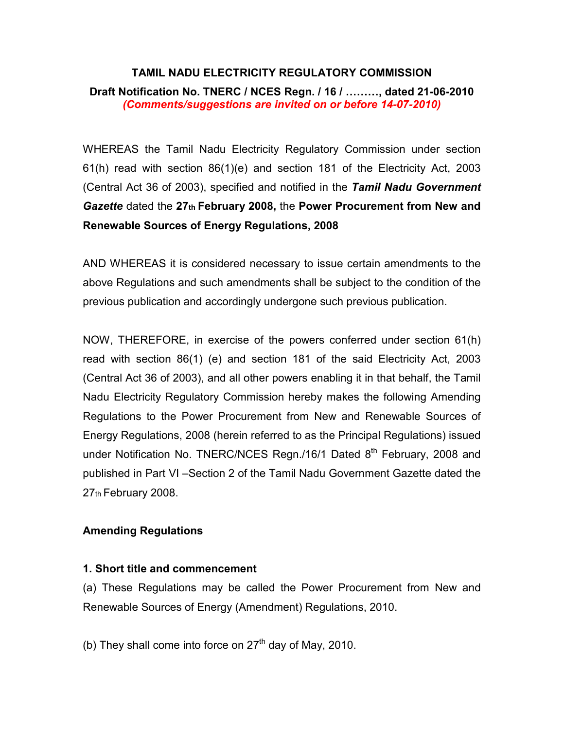**TAMIL NADU ELECTRICITY REGULATORY COMMISSION**

**Draft Notification No. TNERC / NCES Regn. / 16 / ………, dated 21-06-2010**
***(Comments/suggestions are invited on or before 14-07-2010)***

WHEREAS the Tamil Nadu Electricity Regulatory Commission under section 61(h) read with section 86(1)(e) and section 181 of the Electricity Act, 2003 (Central Act 36 of 2003), specified and notified in the ***Tamil Nadu Government Gazette*** dated the **27th February 2008,** the **Power Procurement from New and Renewable Sources of Energy Regulations, 2008**

AND WHEREAS it is considered necessary to issue certain amendments to the above Regulations and such amendments shall be subject to the condition of the previous publication and accordingly undergone such previous publication.

NOW, THEREFORE, in exercise of the powers conferred under section 61(h) read with section 86(1) (e) and section 181 of the said Electricity Act, 2003 (Central Act 36 of 2003), and all other powers enabling it in that behalf, the Tamil Nadu Electricity Regulatory Commission hereby makes the following Amending Regulations to the Power Procurement from New and Renewable Sources of Energy Regulations, 2008 (herein referred to as the Principal Regulations) issued under Notification No. TNERC/NCES Regn./16/1 Dated 8th February, 2008 and published in Part VI –Section 2 of the Tamil Nadu Government Gazette dated the 27th February 2008.

**Amending Regulations**

**1. Short title and commencement**

(a) These Regulations may be called the Power Procurement from New and Renewable Sources of Energy (Amendment) Regulations, 2010.

(b) They shall come into force on 27th day of May, 2010.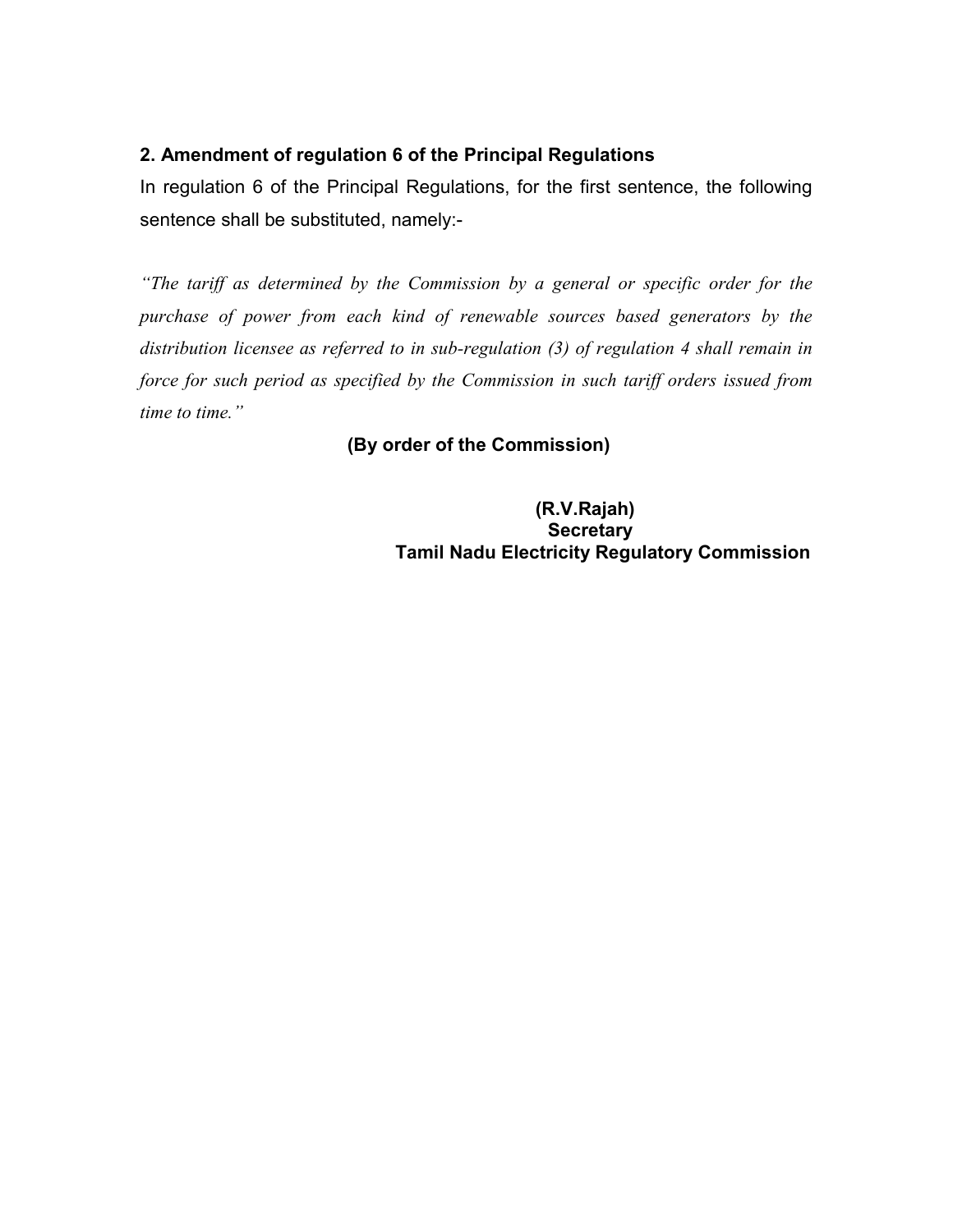**2. Amendment of regulation 6 of the Principal Regulations**

In regulation 6 of the Principal Regulations, for the first sentence, the following sentence shall be substituted, namely:-

*"The tariff as determined by the Commission by a general or specific order for the purchase of power from each kind of renewable sources based generators by the distribution licensee as referred to in sub-regulation (3) of regulation 4 shall remain in force for such period as specified by the Commission in such tariff orders issued from time to time."*

**(By order of the Commission)**

**(R.V.Rajah)**
**Secretary**
**Tamil Nadu Electricity Regulatory Commission**